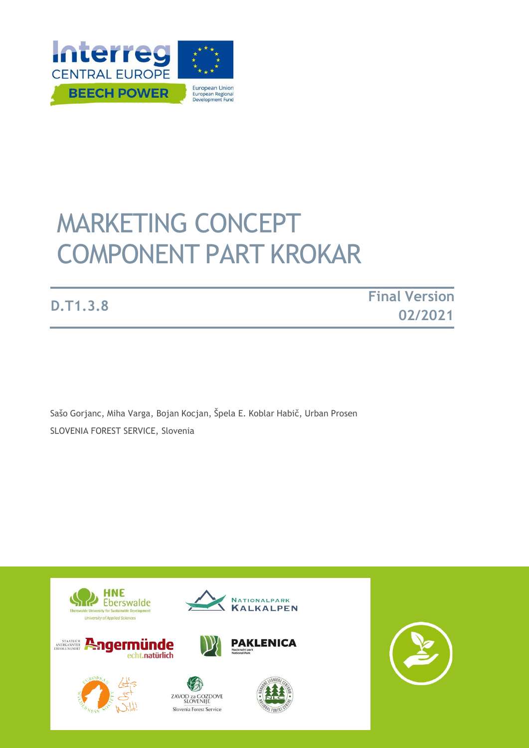# MARKETING CONCEPT COMPONENT PART KROKAR

**D.T1.3.8**

**Final Version 02/2021**

Sašo Gorjanc, Miha Varga, Bojan Kocjan, Špela E. Koblar Habič, Urban Prosen

SLOVENIA FOREST SERVICE, Slovenia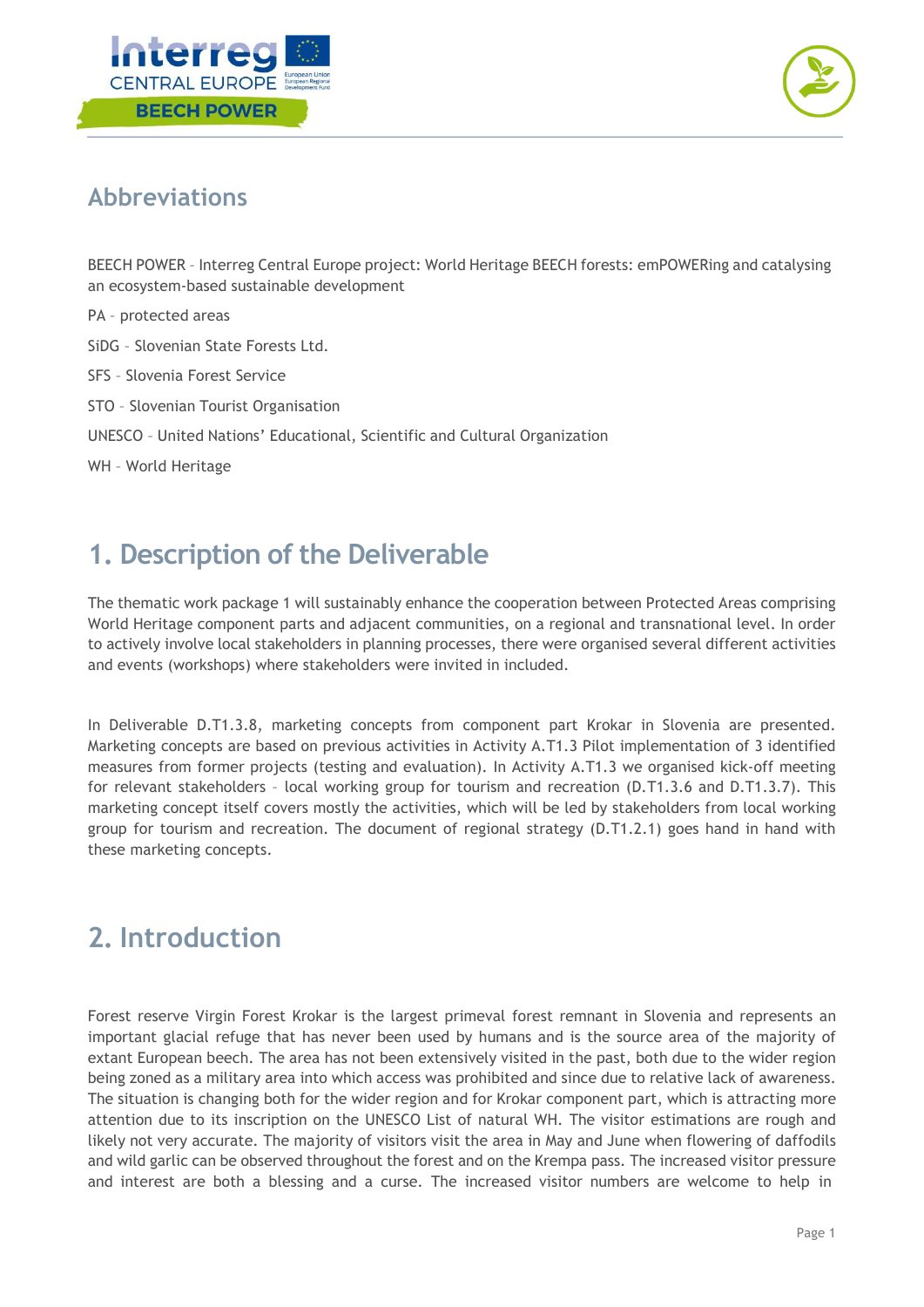## Abbreviations

BEECH POWER - Interreg Central Europe project: World Heritage BEECH forests: emPOWERing and catalysing an ecosystem-based sustainable development

PA - protected areas

SiDG - Slovenian State Forests Ltd.

SFS - Slovenia Forest Service

STO - Slovenian Tourist Organisation

UNESCO - United Nations' Educational, Scientific and Cultural Organization

WH - World Heritage

# 1. Description of the Deliverable

The thematic work package 1 will sustainably enhance the cooperation between Protected Areas comprising World Heritage component parts and adjacent communities, on a regional and transnational level. In order to actively involve local stakeholders in planning processes, there were organised several different activities and events (workshops) where stakeholders were invited in included.

In Deliverable D.T1.3.8, marketing concepts from component part Krokar in Slovenia are presented. Marketing concepts are based on previous activities in Activity A.T1.3 Pilot implementation of 3 identified measures from former projects (testing and evaluation). In Activity A.T1.3 we organised kick-off meeting for relevant stakeholders - local working group for tourism and recreation (D.T1.3.6 and D.T1.3.7). This marketing concept itself covers mostly the activities, which will be led by stakeholders from local working group for tourism and recreation. The document of regional strategy (D.T1.2.1) goes hand in hand with these marketing concepts.

# 2. Introduction

Forest reserve Virgin Forest Krokar is the largest primeval forest remnant in Slovenia and represents an important glacial refuge that has never been used by humans and is the source area of the majority of extant European beech. The area has not been extensively visited in the past, both due to the wider region being zoned as a military area into which access was prohibited and since due to relative lack of awareness. The situation is changing both for the wider region and for Krokar component part, which is attracting more attention due to its inscription on the UNESCO List of natural WH. The visitor estimations are rough and likely not very accurate. The majority of visitors visit the area in May and June when flowering of daffodils and wild garlic can be observed throughout the forest and on the Krempa pass. The increased visitor pressure and interest are both a blessing and a curse. The increased visitor numbers are welcome to help in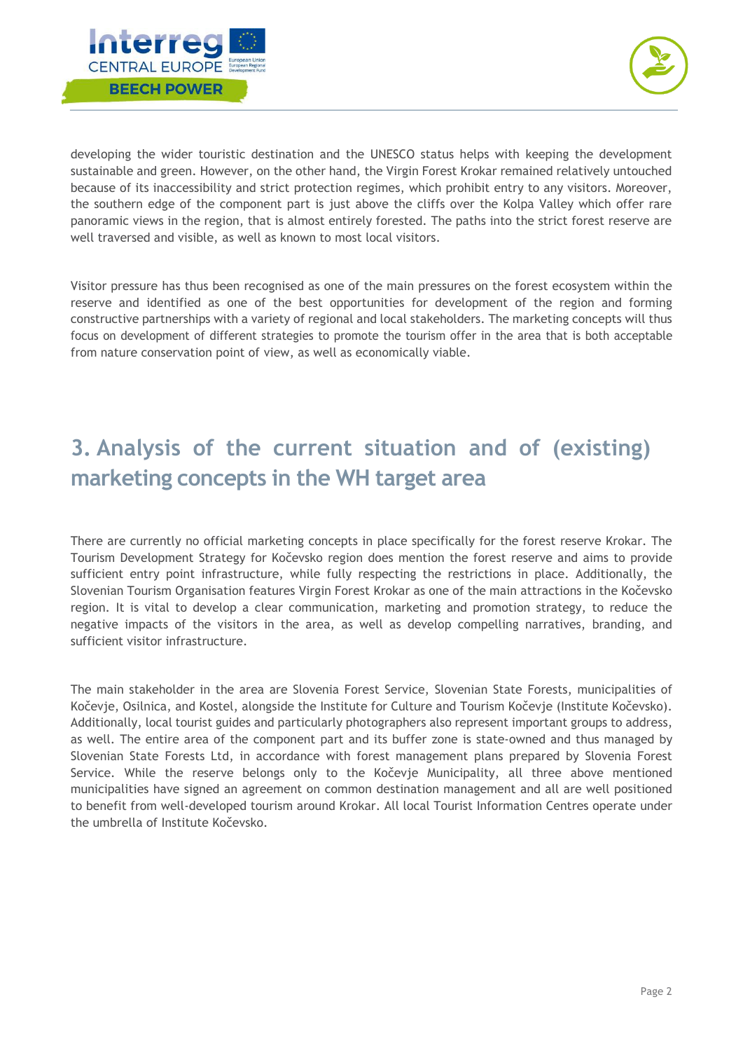developing the wider touristic destination and the UNESCO status helps with keeping the development sustainable and green. However, on the other hand, the Virgin Forest Krokar remained relatively untouched because of its inaccessibility and strict protection regimes, which prohibit entry to any visitors. Moreover, the southern edge of the component part is just above the cliffs over the Kolpa Valley which offer rare panoramic views in the region, that is almost entirely forested. The paths into the strict forest reserve are well traversed and visible, as well as known to most local visitors.

Visitor pressure has thus been recognised as one of the main pressures on the forest ecosystem within the reserve and identified as one of the best opportunities for development of the region and forming constructive partnerships with a variety of regional and local stakeholders. The marketing concepts will thus focus on development of different strategies to promote the tourism offer in the area that is both acceptable from nature conservation point of view, as well as economically viable.

# 3. Analysis of the current situation and of (existing) marketing concepts in the WH target area

There are currently no official marketing concepts in place specifically for the forest reserve Krokar. The Tourism Development Strategy for Kočevsko region does mention the forest reserve and aims to provide sufficient entry point infrastructure, while fully respecting the restrictions in place. Additionally, the Slovenian Tourism Organisation features Virgin Forest Krokar as one of the main attractions in the Kočevsko region. It is vital to develop a clear communication, marketing and promotion strategy, to reduce the negative impacts of the visitors in the area, as well as develop compelling narratives, branding, and sufficient visitor infrastructure.

The main stakeholder in the area are Slovenia Forest Service, Slovenian State Forests, municipalities of Kočevje, Osilnica, and Kostel, alongside the Institute for Culture and Tourism Kočevje (Institute Kočevsko). Additionally, local tourist guides and particularly photographers also represent important groups to address, as well. The entire area of the component part and its buffer zone is state-owned and thus managed by Slovenian State Forests Ltd, in accordance with forest management plans prepared by Slovenia Forest Service. While the reserve belongs only to the Kočevje Municipality, all three above mentioned municipalities have signed an agreement on common destination management and all are well positioned to benefit from well-developed tourism around Krokar. All local Tourist Information Centres operate under the umbrella of Institute Kočevsko.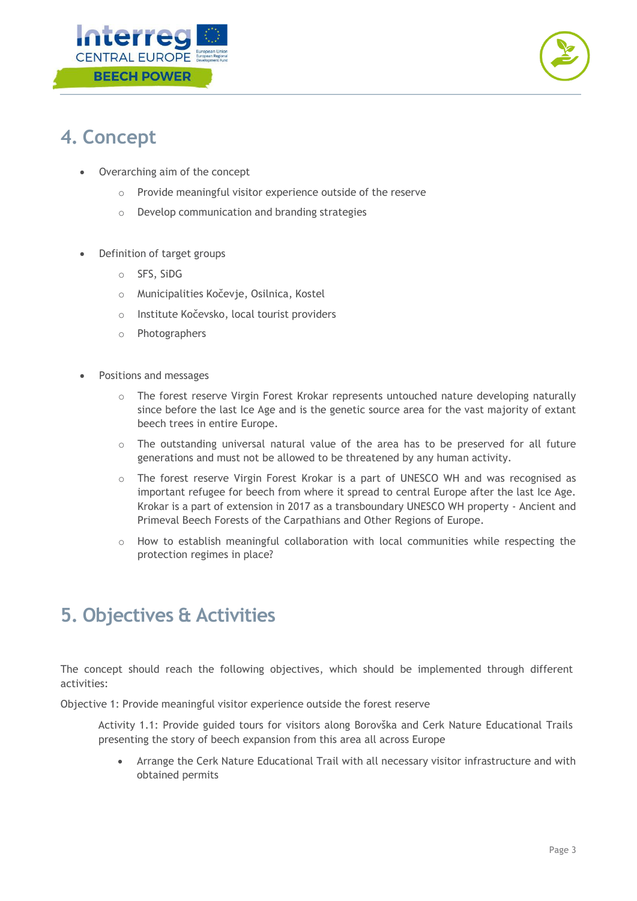# 4. Concept

- Overarching aim of the concept
  - Provide meaningful visitor experience outside of the reserve
  - Develop communication and branding strategies

- Definition of target groups
  - SFS, SiDG
  - Municipalities Kočevje, Osilnica, Kostel
  - Institute Kočevsko, local tourist providers
  - Photographers

- Positions and messages
  - The forest reserve Virgin Forest Krokar represents untouched nature developing naturally since before the last Ice Age and is the genetic source area for the vast majority of extant beech trees in entire Europe.
  - The outstanding universal natural value of the area has to be preserved for all future generations and must not be allowed to be threatened by any human activity.
  - The forest reserve Virgin Forest Krokar is a part of UNESCO WH and was recognised as important refugee for beech from where it spread to central Europe after the last Ice Age. Krokar is a part of extension in 2017 as a transboundary UNESCO WH property - Ancient and Primeval Beech Forests of the Carpathians and Other Regions of Europe.
  - How to establish meaningful collaboration with local communities while respecting the protection regimes in place?

# 5. Objectives & Activities

The concept should reach the following objectives, which should be implemented through different activities:

Objective 1: Provide meaningful visitor experience outside the forest reserve

Activity 1.1: Provide guided tours for visitors along Borovška and Cerk Nature Educational Trails presenting the story of beech expansion from this area all across Europe

- Arrange the Cerk Nature Educational Trail with all necessary visitor infrastructure and with obtained permits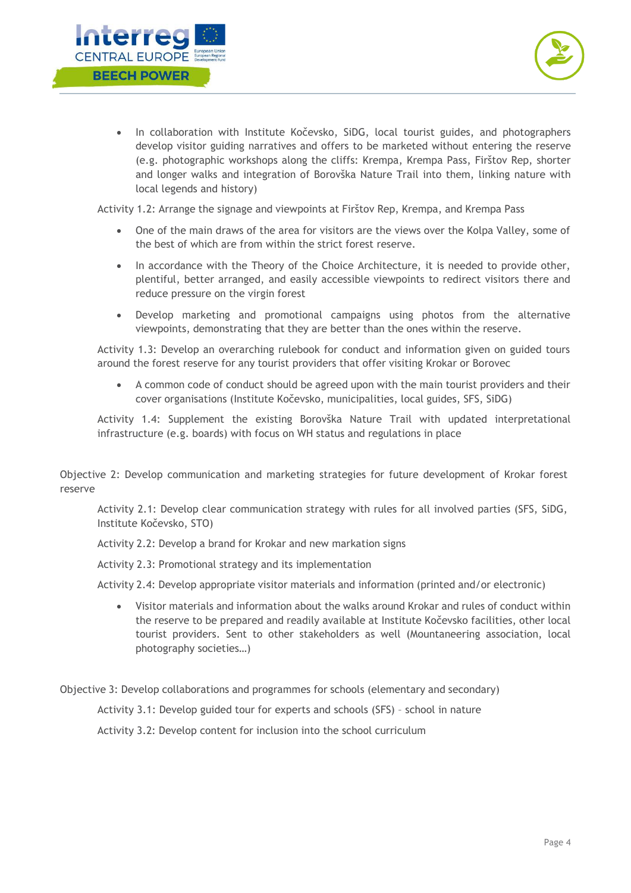- In collaboration with Institute Kočevsko, SiDG, local tourist guides, and photographers develop visitor guiding narratives and offers to be marketed without entering the reserve (e.g. photographic workshops along the cliffs: Krempa, Krempa Pass, Firštov Rep, shorter and longer walks and integration of Borovška Nature Trail into them, linking nature with local legends and history)

Activity 1.2: Arrange the signage and viewpoints at Firštov Rep, Krempa, and Krempa Pass

- One of the main draws of the area for visitors are the views over the Kolpa Valley, some of the best of which are from within the strict forest reserve.
- In accordance with the Theory of the Choice Architecture, it is needed to provide other, plentiful, better arranged, and easily accessible viewpoints to redirect visitors there and reduce pressure on the virgin forest
- Develop marketing and promotional campaigns using photos from the alternative viewpoints, demonstrating that they are better than the ones within the reserve.

Activity 1.3: Develop an overarching rulebook for conduct and information given on guided tours around the forest reserve for any tourist providers that offer visiting Krokar or Borovec

- A common code of conduct should be agreed upon with the main tourist providers and their cover organisations (Institute Kočevsko, municipalities, local guides, SFS, SiDG)

Activity 1.4: Supplement the existing Borovška Nature Trail with updated interpretational infrastructure (e.g. boards) with focus on WH status and regulations in place

Objective 2: Develop communication and marketing strategies for future development of Krokar forest reserve

Activity 2.1: Develop clear communication strategy with rules for all involved parties (SFS, SiDG, Institute Kočevsko, STO)

Activity 2.2: Develop a brand for Krokar and new markation signs

Activity 2.3: Promotional strategy and its implementation

Activity 2.4: Develop appropriate visitor materials and information (printed and/or electronic)

- Visitor materials and information about the walks around Krokar and rules of conduct within the reserve to be prepared and readily available at Institute Kočevsko facilities, other local tourist providers. Sent to other stakeholders as well (Mountaineering association, local photography societies…)

Objective 3: Develop collaborations and programmes for schools (elementary and secondary)

Activity 3.1: Develop guided tour for experts and schools (SFS) – school in nature

Activity 3.2: Develop content for inclusion into the school curriculum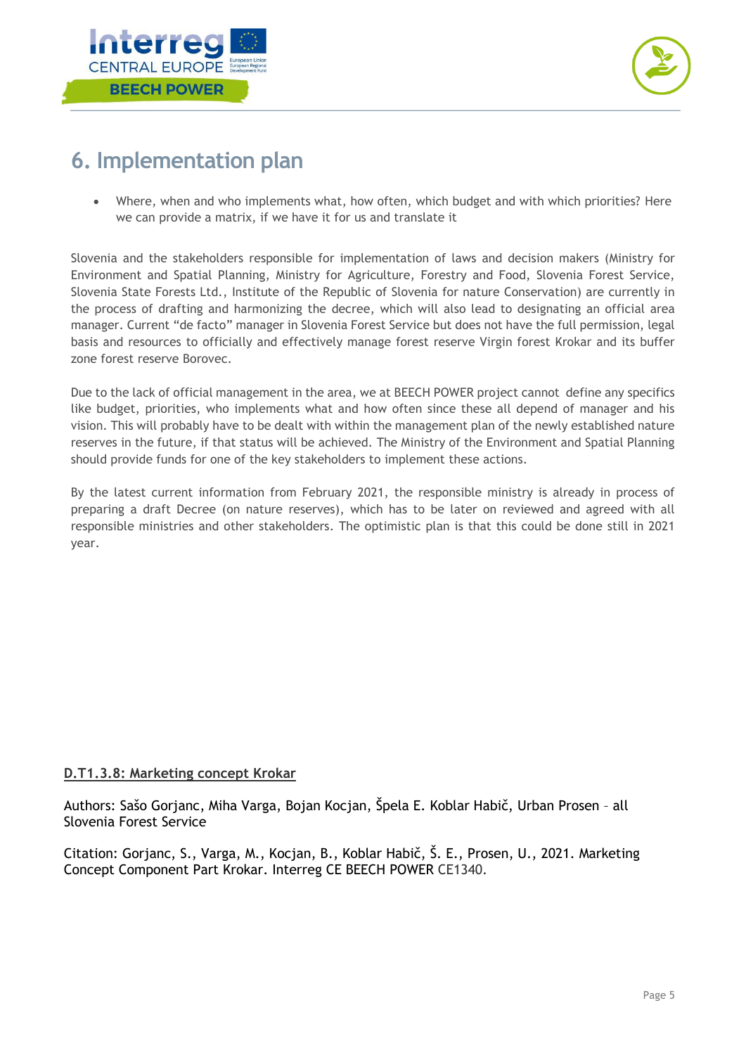# 6. Implementation plan

- Where, when and who implements what, how often, which budget and with which priorities? Here we can provide a matrix, if we have it for us and translate it

Slovenia and the stakeholders responsible for implementation of laws and decision makers (Ministry for Environment and Spatial Planning, Ministry for Agriculture, Forestry and Food, Slovenia Forest Service, Slovenia State Forests Ltd., Institute of the Republic of Slovenia for nature Conservation) are currently in the process of drafting and harmonizing the decree, which will also lead to designating an official area manager. Current "de facto" manager in Slovenia Forest Service but does not have the full permission, legal basis and resources to officially and effectively manage forest reserve Virgin forest Krokar and its buffer zone forest reserve Borovec.

Due to the lack of official management in the area, we at BEECH POWER project cannot define any specifics like budget, priorities, who implements what and how often since these all depend of manager and his vision. This will probably have to be dealt with within the management plan of the newly established nature reserves in the future, if that status will be achieved. The Ministry of the Environment and Spatial Planning should provide funds for one of the key stakeholders to implement these actions.

By the latest current information from February 2021, the responsible ministry is already in process of preparing a draft Decree (on nature reserves), which has to be later on reviewed and agreed with all responsible ministries and other stakeholders. The optimistic plan is that this could be done still in 2021 year.

**D.T1.3.8: Marketing concept Krokar**

Authors: Sašo Gorjanc, Miha Varga, Bojan Kocjan, Špela E. Koblar Habič, Urban Prosen – all Slovenia Forest Service

Citation: Gorjanc, S., Varga, M., Kocjan, B., Koblar Habič, Š. E., Prosen, U., 2021. Marketing Concept Component Part Krokar. Interreg CE BEECH POWER CE1340.